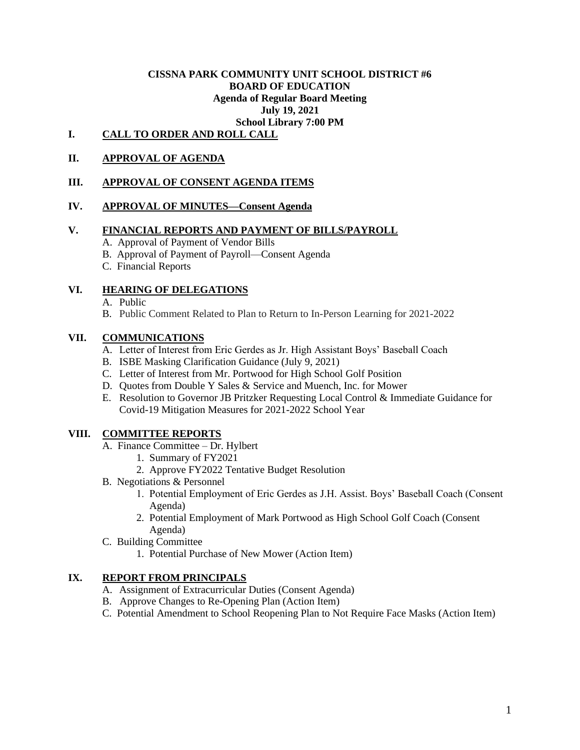**CISSNA PARK COMMUNITY UNIT SCHOOL DISTRICT #6**
**BOARD OF EDUCATION**
**Agenda of Regular Board Meeting**
**July 19, 2021**
**School Library 7:00 PM**

## I. CALL TO ORDER AND ROLL CALL

## II. APPROVAL OF AGENDA

## III. APPROVAL OF CONSENT AGENDA ITEMS

## IV. APPROVAL OF MINUTES—Consent Agenda

## V. FINANCIAL REPORTS AND PAYMENT OF BILLS/PAYROLL

A. Approval of Payment of Vendor Bills
B. Approval of Payment of Payroll—Consent Agenda
C. Financial Reports

## VI. HEARING OF DELEGATIONS

A. Public
B. Public Comment Related to Plan to Return to In-Person Learning for 2021-2022

## VII. COMMUNICATIONS

A. Letter of Interest from Eric Gerdes as Jr. High Assistant Boys' Baseball Coach
B. ISBE Masking Clarification Guidance (July 9, 2021)
C. Letter of Interest from Mr. Portwood for High School Golf Position
D. Quotes from Double Y Sales & Service and Muench, Inc. for Mower
E. Resolution to Governor JB Pritzker Requesting Local Control & Immediate Guidance for Covid-19 Mitigation Measures for 2021-2022 School Year

## VIII. COMMITTEE REPORTS

A. Finance Committee – Dr. Hylbert
   1. Summary of FY2021
   2. Approve FY2022 Tentative Budget Resolution
B. Negotiations & Personnel
   1. Potential Employment of Eric Gerdes as J.H. Assist. Boys' Baseball Coach (Consent Agenda)
   2. Potential Employment of Mark Portwood as High School Golf Coach (Consent Agenda)
C. Building Committee
   1. Potential Purchase of New Mower (Action Item)

## IX. REPORT FROM PRINCIPALS

A. Assignment of Extracurricular Duties (Consent Agenda)
B. Approve Changes to Re-Opening Plan (Action Item)
C. Potential Amendment to School Reopening Plan to Not Require Face Masks (Action Item)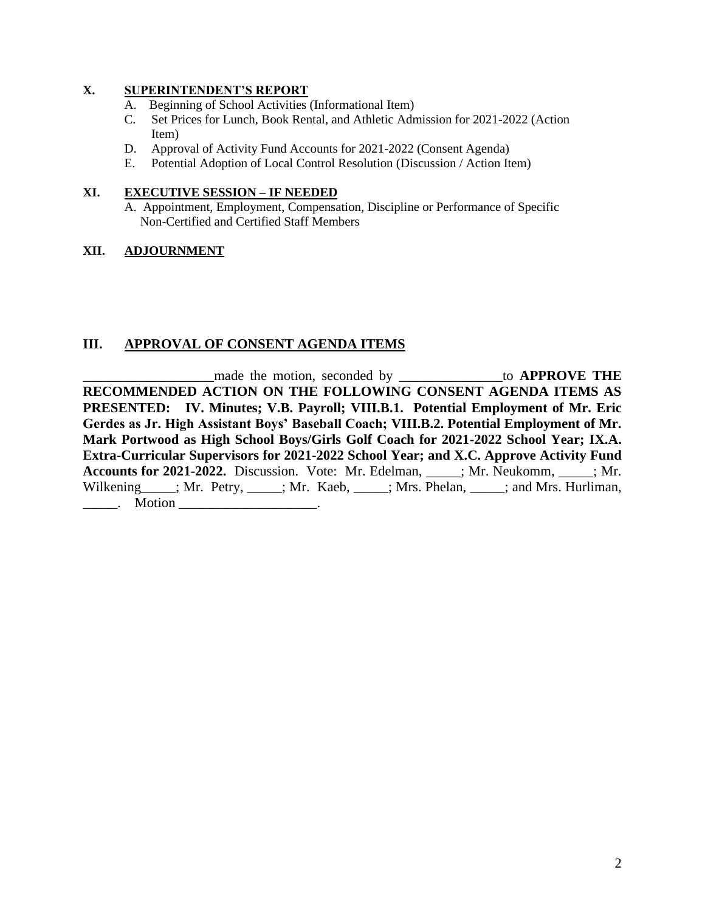**X. SUPERINTENDENT'S REPORT**

A. Beginning of School Activities (Informational Item)

C. Set Prices for Lunch, Book Rental, and Athletic Admission for 2021-2022 (Action Item)

D. Approval of Activity Fund Accounts for 2021-2022 (Consent Agenda)

E. Potential Adoption of Local Control Resolution (Discussion / Action Item)

**XI. EXECUTIVE SESSION – IF NEEDED**

A. Appointment, Employment, Compensation, Discipline or Performance of Specific Non-Certified and Certified Staff Members

**XII. ADJOURNMENT**

## III. APPROVAL OF CONSENT AGENDA ITEMS

___________________made the motion, seconded by _______________to **APPROVE THE RECOMMENDED ACTION ON THE FOLLOWING CONSENT AGENDA ITEMS AS PRESENTED: IV. Minutes; V.B. Payroll; VIII.B.1. Potential Employment of Mr. Eric Gerdes as Jr. High Assistant Boys' Baseball Coach; VIII.B.2. Potential Employment of Mr. Mark Portwood as High School Boys/Girls Golf Coach for 2021-2022 School Year; IX.A. Extra-Curricular Supervisors for 2021-2022 School Year; and X.C. Approve Activity Fund Accounts for 2021-2022.** Discussion. Vote: Mr. Edelman, _____; Mr. Neukomm, _____; Mr. Wilkening_____; Mr. Petry, _____; Mr. Kaeb, _____; Mrs. Phelan, _____; and Mrs. Hurliman, _____. Motion ____________________.